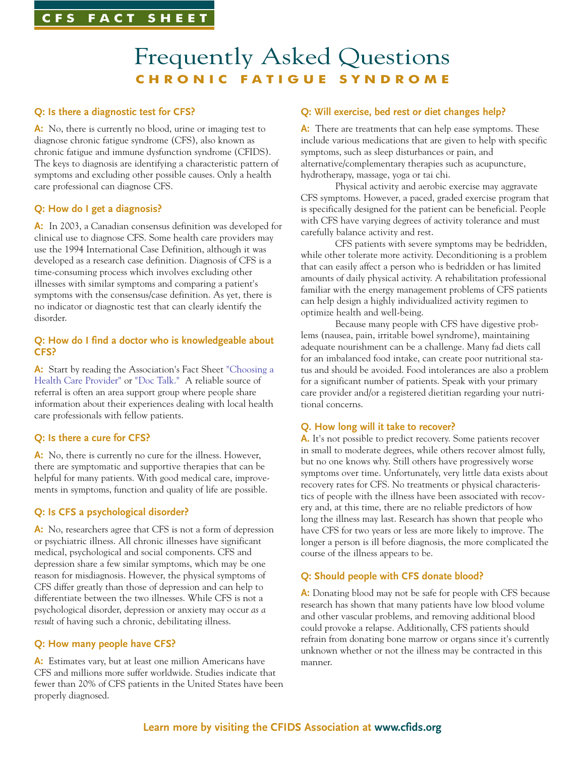CFS FACT SHEET

# Frequently Asked Questions

## CHRONIC FATIGUE SYNDROME

### Q: Is there a diagnostic test for CFS?

**A:** No, there is currently no blood, urine or imaging test to diagnose chronic fatigue syndrome (CFS), also known as chronic fatigue and immune dysfunction syndrome (CFIDS). The keys to diagnosis are identifying a characteristic pattern of symptoms and excluding other possible causes. Only a health care professional can diagnose CFS.

### Q: How do I get a diagnosis?

**A:** In 2003, a Canadian consensus definition was developed for clinical use to diagnose CFS. Some health care providers may use the 1994 International Case Definition, although it was developed as a research case definition. Diagnosis of CFS is a time-consuming process which involves excluding other illnesses with similar symptoms and comparing a patient's symptoms with the consensus/case definition. As yet, there is no indicator or diagnostic test that can clearly identify the disorder.

### Q: How do I find a doctor who is knowledgeable about CFS?

**A:** Start by reading the Association's Fact Sheet "Choosing a Health Care Provider" or "Doc Talk." A reliable source of referral is often an area support group where people share information about their experiences dealing with local health care professionals with fellow patients.

### Q: Is there a cure for CFS?

**A:** No, there is currently no cure for the illness. However, there are symptomatic and supportive therapies that can be helpful for many patients. With good medical care, improvements in symptoms, function and quality of life are possible.

### Q: Is CFS a psychological disorder?

**A:** No, researchers agree that CFS is not a form of depression or psychiatric illness. All chronic illnesses have significant medical, psychological and social components. CFS and depression share a few similar symptoms, which may be one reason for misdiagnosis. However, the physical symptoms of CFS differ greatly than those of depression and can help to differentiate between the two illnesses. While CFS is not a psychological disorder, depression or anxiety may occur *as a result* of having such a chronic, debilitating illness.

### Q: How many people have CFS?

**A:** Estimates vary, but at least one million Americans have CFS and millions more suffer worldwide. Studies indicate that fewer than 20% of CFS patients in the United States have been properly diagnosed.

### Q: Will exercise, bed rest or diet changes help?

**A:** There are treatments that can help ease symptoms. These include various medications that are given to help with specific symptoms, such as sleep disturbances or pain, and alternative/complementary therapies such as acupuncture, hydrotherapy, massage, yoga or tai chi.

Physical activity and aerobic exercise may aggravate CFS symptoms. However, a paced, graded exercise program that is specifically designed for the patient can be beneficial. People with CFS have varying degrees of activity tolerance and must carefully balance activity and rest.

CFS patients with severe symptoms may be bedridden, while other tolerate more activity. Deconditioning is a problem that can easily affect a person who is bedridden or has limited amounts of daily physical activity. A rehabilitation professional familiar with the energy management problems of CFS patients can help design a highly individualized activity regimen to optimize health and well-being.

Because many people with CFS have digestive problems (nausea, pain, irritable bowel syndrome), maintaining adequate nourishment can be a challenge. Many fad diets call for an imbalanced food intake, can create poor nutritional status and should be avoided. Food intolerances are also a problem for a significant number of patients. Speak with your primary care provider and/or a registered dietitian regarding your nutritional concerns.

### Q. How long will it take to recover?

**A.** It's not possible to predict recovery. Some patients recover in small to moderate degrees, while others recover almost fully, but no one knows why. Still others have progressively worse symptoms over time. Unfortunately, very little data exists about recovery rates for CFS. No treatments or physical characteristics of people with the illness have been associated with recovery and, at this time, there are no reliable predictors of how long the illness may last. Research has shown that people who have CFS for two years or less are more likely to improve. The longer a person is ill before diagnosis, the more complicated the course of the illness appears to be.

### Q: Should people with CFS donate blood?

**A:** Donating blood may not be safe for people with CFS because research has shown that many patients have low blood volume and other vascular problems, and removing additional blood could provoke a relapse. Additionally, CFS patients should refrain from donating bone marrow or organs since it's currently unknown whether or not the illness may be contracted in this manner.

**Learn more by visiting the CFIDS Association at www.cfids.org**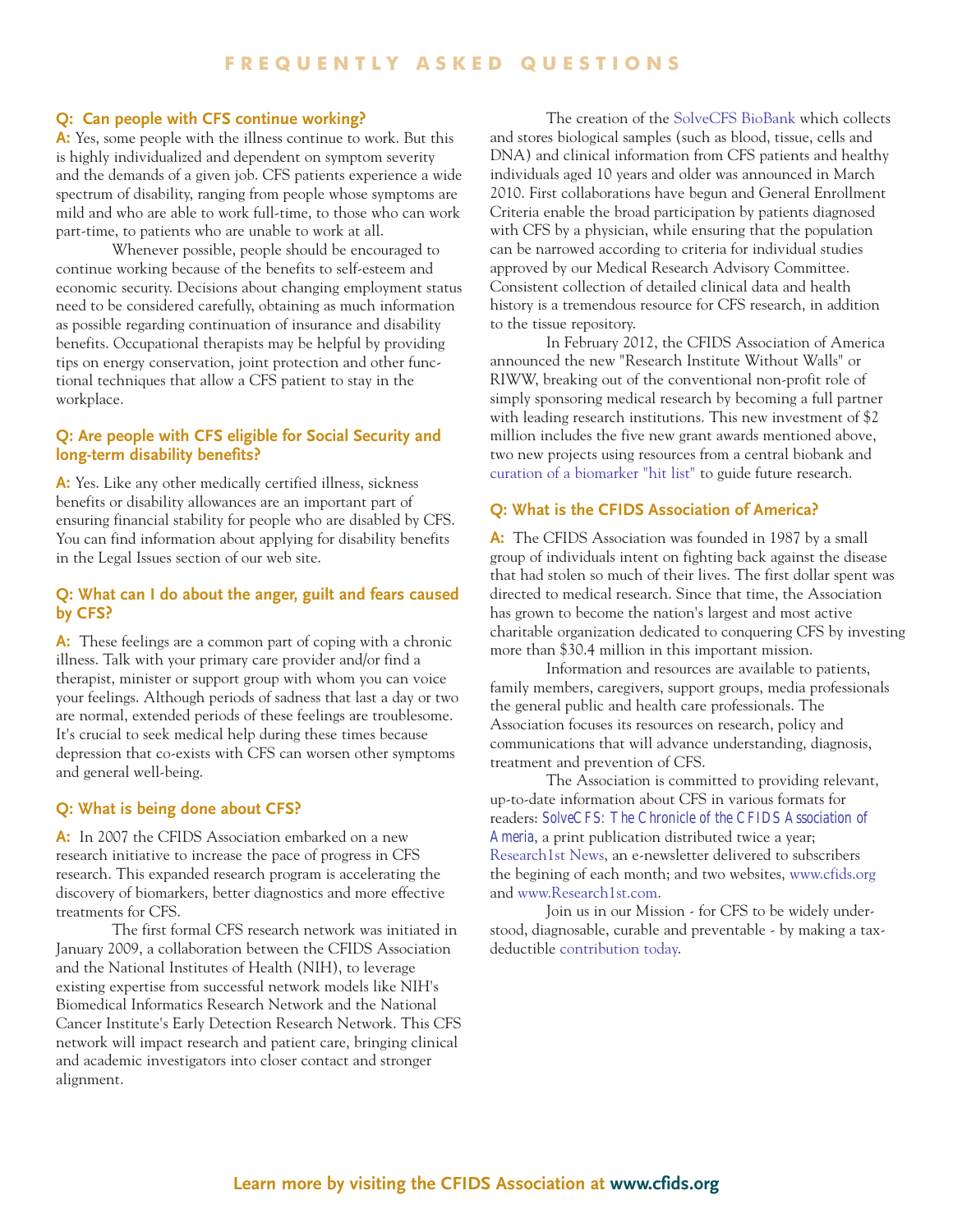# FREQUENTLY ASKED QUESTIONS

### Q: Can people with CFS continue working?

**A:** Yes, some people with the illness continue to work. But this is highly individualized and dependent on symptom severity and the demands of a given job. CFS patients experience a wide spectrum of disability, ranging from people whose symptoms are mild and who are able to work full-time, to those who can work part-time, to patients who are unable to work at all.

Whenever possible, people should be encouraged to continue working because of the benefits to self-esteem and economic security. Decisions about changing employment status need to be considered carefully, obtaining as much information as possible regarding continuation of insurance and disability benefits. Occupational therapists may be helpful by providing tips on energy conservation, joint protection and other functional techniques that allow a CFS patient to stay in the workplace.

### Q: Are people with CFS eligible for Social Security and long-term disability benefits?

**A:** Yes. Like any other medically certified illness, sickness benefits or disability allowances are an important part of ensuring financial stability for people who are disabled by CFS. You can find information about applying for disability benefits in the Legal Issues section of our web site.

### Q: What can I do about the anger, guilt and fears caused by CFS?

**A:** These feelings are a common part of coping with a chronic illness. Talk with your primary care provider and/or find a therapist, minister or support group with whom you can voice your feelings. Although periods of sadness that last a day or two are normal, extended periods of these feelings are troublesome. It's crucial to seek medical help during these times because depression that co-exists with CFS can worsen other symptoms and general well-being.

### Q: What is being done about CFS?

**A:** In 2007 the CFIDS Association embarked on a new research initiative to increase the pace of progress in CFS research. This expanded research program is accelerating the discovery of biomarkers, better diagnostics and more effective treatments for CFS.

The first formal CFS research network was initiated in January 2009, a collaboration between the CFIDS Association and the National Institutes of Health (NIH), to leverage existing expertise from successful network models like NIH's Biomedical Informatics Research Network and the National Cancer Institute's Early Detection Research Network. This CFS network will impact research and patient care, bringing clinical and academic investigators into closer contact and stronger alignment.

The creation of the SolveCFS BioBank which collects and stores biological samples (such as blood, tissue, cells and DNA) and clinical information from CFS patients and healthy individuals aged 10 years and older was announced in March 2010. First collaborations have begun and General Enrollment Criteria enable the broad participation by patients diagnosed with CFS by a physician, while ensuring that the population can be narrowed according to criteria for individual studies approved by our Medical Research Advisory Committee. Consistent collection of detailed clinical data and health history is a tremendous resource for CFS research, in addition to the tissue repository.

In February 2012, the CFIDS Association of America announced the new "Research Institute Without Walls" or RIWW, breaking out of the conventional non-profit role of simply sponsoring medical research by becoming a full partner with leading research institutions. This new investment of $2 million includes the five new grant awards mentioned above, two new projects using resources from a central biobank and curation of a biomarker "hit list" to guide future research.

### Q: What is the CFIDS Association of America?

**A:** The CFIDS Association was founded in 1987 by a small group of individuals intent on fighting back against the disease that had stolen so much of their lives. The first dollar spent was directed to medical research. Since that time, the Association has grown to become the nation's largest and most active charitable organization dedicated to conquering CFS by investing more than $30.4 million in this important mission.

Information and resources are available to patients, family members, caregivers, support groups, media professionals the general public and health care professionals. The Association focuses its resources on research, policy and communications that will advance understanding, diagnosis, treatment and prevention of CFS.

The Association is committed to providing relevant, up-to-date information about CFS in various formats for readers: SolveCFS: The Chronicle of the CFIDS Association of Ameria, a print publication distributed twice a year; Research1st News, an e-newsletter delivered to subscribers the begining of each month; and two websites, www.cfids.org and www.Research1st.com.

Join us in our Mission - for CFS to be widely understood, diagnosable, curable and preventable - by making a tax-deductible contribution today.

**Learn more by visiting the CFIDS Association at www.cfids.org**